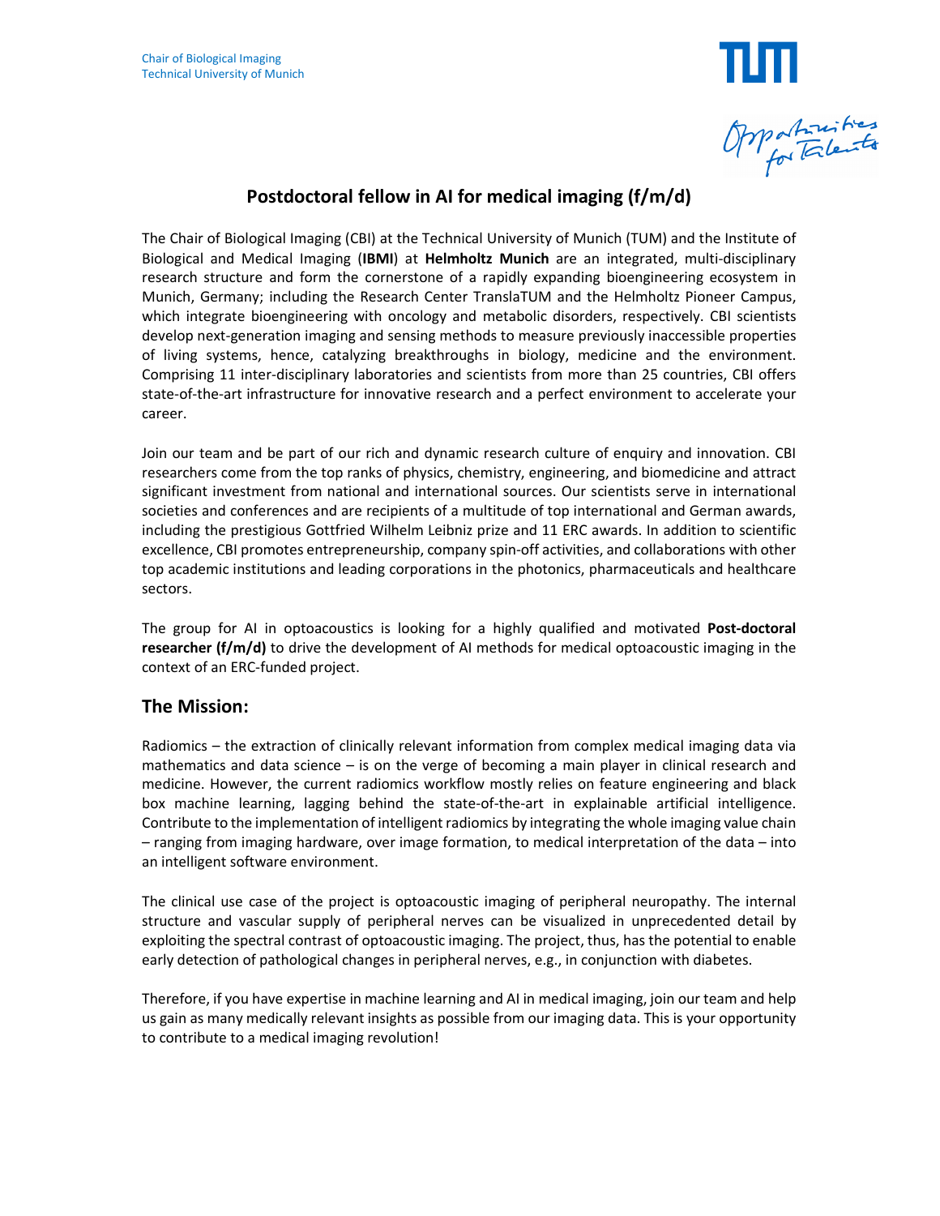Chair of Biological Imaging
Technical University of Munich

# Postdoctoral fellow in AI for medical imaging (f/m/d)

The Chair of Biological Imaging (CBI) at the Technical University of Munich (TUM) and the Institute of Biological and Medical Imaging (**IBMI**) at **Helmholtz Munich** are an integrated, multi-disciplinary research structure and form the cornerstone of a rapidly expanding bioengineering ecosystem in Munich, Germany; including the Research Center TranslaTUM and the Helmholtz Pioneer Campus, which integrate bioengineering with oncology and metabolic disorders, respectively. CBI scientists develop next-generation imaging and sensing methods to measure previously inaccessible properties of living systems, hence, catalyzing breakthroughs in biology, medicine and the environment. Comprising 11 inter-disciplinary laboratories and scientists from more than 25 countries, CBI offers state-of-the-art infrastructure for innovative research and a perfect environment to accelerate your career.

Join our team and be part of our rich and dynamic research culture of enquiry and innovation. CBI researchers come from the top ranks of physics, chemistry, engineering, and biomedicine and attract significant investment from national and international sources. Our scientists serve in international societies and conferences and are recipients of a multitude of top international and German awards, including the prestigious Gottfried Wilhelm Leibniz prize and 11 ERC awards. In addition to scientific excellence, CBI promotes entrepreneurship, company spin-off activities, and collaborations with other top academic institutions and leading corporations in the photonics, pharmaceuticals and healthcare sectors.

The group for AI in optoacoustics is looking for a highly qualified and motivated **Post-doctoral researcher (f/m/d)** to drive the development of AI methods for medical optoacoustic imaging in the context of an ERC-funded project.

## The Mission:

Radiomics – the extraction of clinically relevant information from complex medical imaging data via mathematics and data science – is on the verge of becoming a main player in clinical research and medicine. However, the current radiomics workflow mostly relies on feature engineering and black box machine learning, lagging behind the state-of-the-art in explainable artificial intelligence. Contribute to the implementation of intelligent radiomics by integrating the whole imaging value chain – ranging from imaging hardware, over image formation, to medical interpretation of the data – into an intelligent software environment.

The clinical use case of the project is optoacoustic imaging of peripheral neuropathy. The internal structure and vascular supply of peripheral nerves can be visualized in unprecedented detail by exploiting the spectral contrast of optoacoustic imaging. The project, thus, has the potential to enable early detection of pathological changes in peripheral nerves, e.g., in conjunction with diabetes.

Therefore, if you have expertise in machine learning and AI in medical imaging, join our team and help us gain as many medically relevant insights as possible from our imaging data. This is your opportunity to contribute to a medical imaging revolution!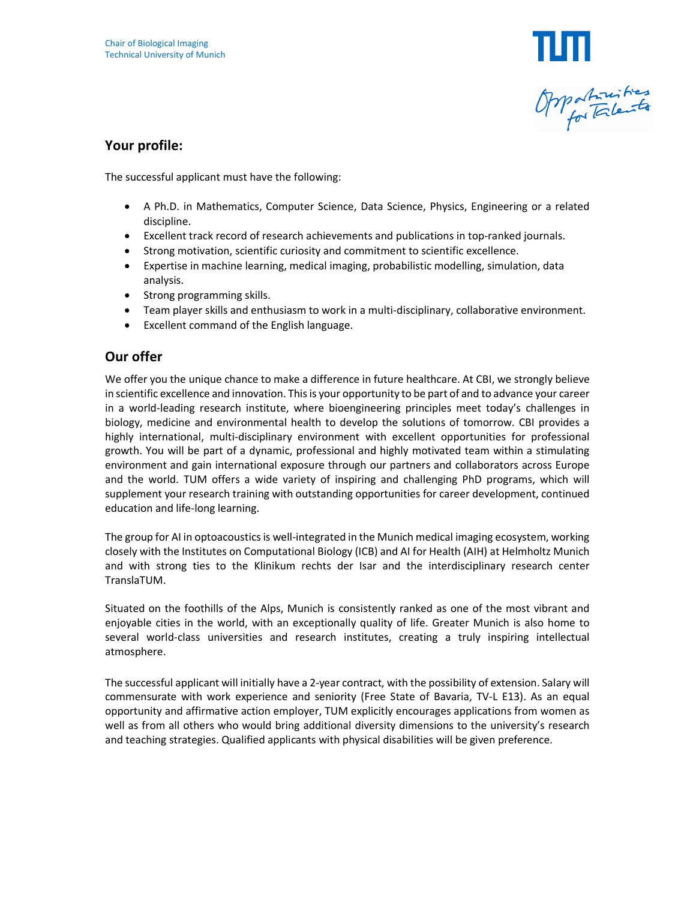## Your profile:

The successful applicant must have the following:

- A Ph.D. in Mathematics, Computer Science, Data Science, Physics, Engineering or a related discipline.
- Excellent track record of research achievements and publications in top-ranked journals.
- Strong motivation, scientific curiosity and commitment to scientific excellence.
- Expertise in machine learning, medical imaging, probabilistic modelling, simulation, data analysis.
- Strong programming skills.
- Team player skills and enthusiasm to work in a multi-disciplinary, collaborative environment.
- Excellent command of the English language.

## Our offer

We offer you the unique chance to make a difference in future healthcare. At CBI, we strongly believe in scientific excellence and innovation. This is your opportunity to be part of and to advance your career in a world-leading research institute, where bioengineering principles meet today's challenges in biology, medicine and environmental health to develop the solutions of tomorrow. CBI provides a highly international, multi-disciplinary environment with excellent opportunities for professional growth. You will be part of a dynamic, professional and highly motivated team within a stimulating environment and gain international exposure through our partners and collaborators across Europe and the world. TUM offers a wide variety of inspiring and challenging PhD programs, which will supplement your research training with outstanding opportunities for career development, continued education and life-long learning.

The group for AI in optoacoustics is well-integrated in the Munich medical imaging ecosystem, working closely with the Institutes on Computational Biology (ICB) and AI for Health (AIH) at Helmholtz Munich and with strong ties to the Klinikum rechts der Isar and the interdisciplinary research center TranslaTUM.

Situated on the foothills of the Alps, Munich is consistently ranked as one of the most vibrant and enjoyable cities in the world, with an exceptionally quality of life. Greater Munich is also home to several world-class universities and research institutes, creating a truly inspiring intellectual atmosphere.

The successful applicant will initially have a 2-year contract, with the possibility of extension. Salary will commensurate with work experience and seniority (Free State of Bavaria, TV-L E13). As an equal opportunity and affirmative action employer, TUM explicitly encourages applications from women as well as from all others who would bring additional diversity dimensions to the university's research and teaching strategies. Qualified applicants with physical disabilities will be given preference.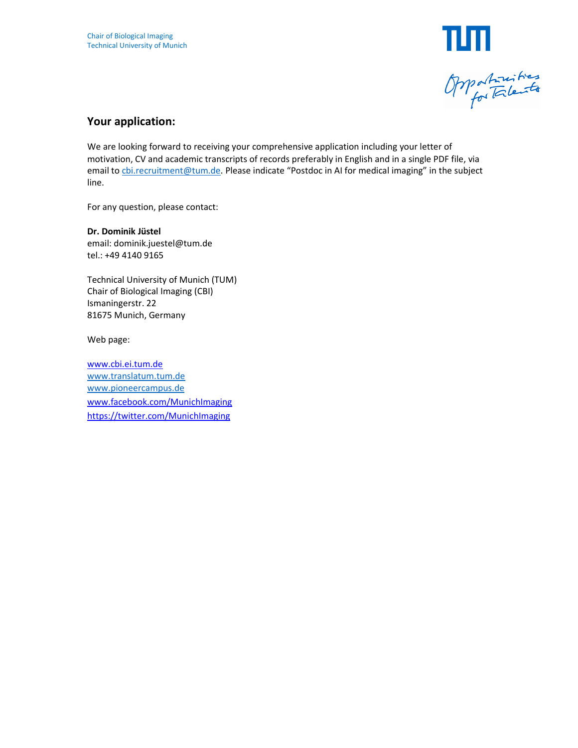## Your application:

We are looking forward to receiving your comprehensive application including your letter of motivation, CV and academic transcripts of records preferably in English and in a single PDF file, via email to cbi.recruitment@tum.de. Please indicate "Postdoc in AI for medical imaging" in the subject line.

For any question, please contact:

**Dr. Dominik Jüstel**
email: dominik.juestel@tum.de
tel.: +49 4140 9165

Technical University of Munich (TUM)
Chair of Biological Imaging (CBI)
Ismaningerstr. 22
81675 Munich, Germany

Web page:

www.cbi.ei.tum.de
www.translatum.tum.de
www.pioneercampus.de
www.facebook.com/MunichImaging
https://twitter.com/MunichImaging